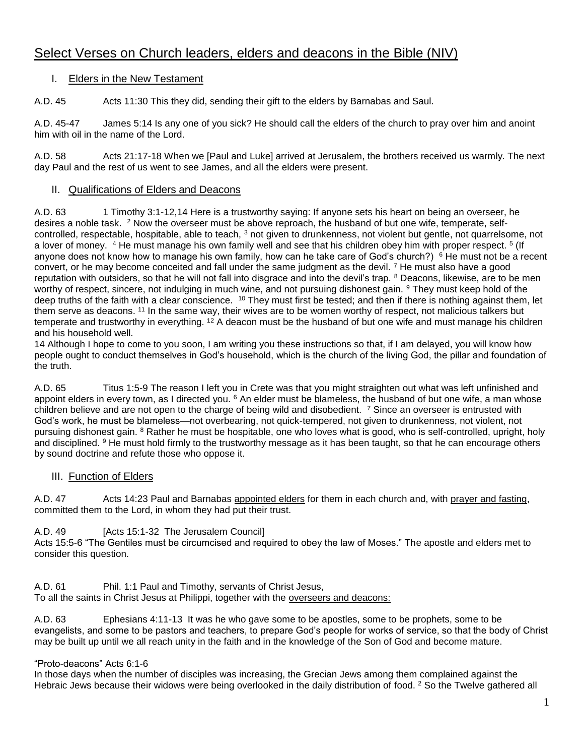# Select Verses on Church leaders, elders and deacons in the Bible (NIV)

## I. Elders in the New Testament

A.D. 45 Acts 11:30 This they did, sending their gift to the elders by Barnabas and Saul.

A.D. 45-47 James 5:14 Is any one of you sick? He should call the elders of the church to pray over him and anoint him with oil in the name of the Lord.

A.D. 58 Acts 21:17-18 When we [Paul and Luke] arrived at Jerusalem, the brothers received us warmly. The next day Paul and the rest of us went to see James, and all the elders were present.

## II. Qualifications of Elders and Deacons

A.D. 63 1 Timothy 3:1-12,14 Here is a trustworthy saying: If anyone sets his heart on being an overseer, he desires a noble task. [2] Now the overseer must be above reproach, the husband of but one wife, temperate, self-controlled, respectable, hospitable, able to teach, [3] not given to drunkenness, not violent but gentle, not quarrelsome, not a lover of money. [4] He must manage his own family well and see that his children obey him with proper respect. [5] (If anyone does not know how to manage his own family, how can he take care of God's church?) [6] He must not be a recent convert, or he may become conceited and fall under the same judgment as the devil. [7] He must also have a good reputation with outsiders, so that he will not fall into disgrace and into the devil's trap. [8] Deacons, likewise, are to be men worthy of respect, sincere, not indulging in much wine, and not pursuing dishonest gain. [9] They must keep hold of the deep truths of the faith with a clear conscience. [10] They must first be tested; and then if there is nothing against them, let them serve as deacons. [11] In the same way, their wives are to be women worthy of respect, not malicious talkers but temperate and trustworthy in everything. [12] A deacon must be the husband of but one wife and must manage his children and his household well.
14 Although I hope to come to you soon, I am writing you these instructions so that, if I am delayed, you will know how people ought to conduct themselves in God's household, which is the church of the living God, the pillar and foundation of the truth.

A.D. 65 Titus 1:5-9 The reason I left you in Crete was that you might straighten out what was left unfinished and appoint elders in every town, as I directed you. [6] An elder must be blameless, the husband of but one wife, a man whose children believe and are not open to the charge of being wild and disobedient. [7] Since an overseer is entrusted with God's work, he must be blameless—not overbearing, not quick-tempered, not given to drunkenness, not violent, not pursuing dishonest gain. [8] Rather he must be hospitable, one who loves what is good, who is self-controlled, upright, holy and disciplined. [9] He must hold firmly to the trustworthy message as it has been taught, so that he can encourage others by sound doctrine and refute those who oppose it.

## III. Function of Elders

A.D. 47 Acts 14:23 Paul and Barnabas <u>appointed elders</u> for them in each church and, with <u>prayer and fasting</u>, committed them to the Lord, in whom they had put their trust.

A.D. 49 [Acts 15:1-32 The Jerusalem Council]
Acts 15:5-6 "The Gentiles must be circumcised and required to obey the law of Moses." The apostle and elders met to consider this question.

A.D. 61 Phil. 1:1 Paul and Timothy, servants of Christ Jesus,
To all the saints in Christ Jesus at Philippi, together with the <u>overseers and deacons:</u>

A.D. 63 Ephesians 4:11-13 It was he who gave some to be apostles, some to be prophets, some to be evangelists, and some to be pastors and teachers, to prepare God's people for works of service, so that the body of Christ may be built up until we all reach unity in the faith and in the knowledge of the Son of God and become mature.

"Proto-deacons" Acts 6:1-6
In those days when the number of disciples was increasing, the Grecian Jews among them complained against the Hebraic Jews because their widows were being overlooked in the daily distribution of food. [2] So the Twelve gathered all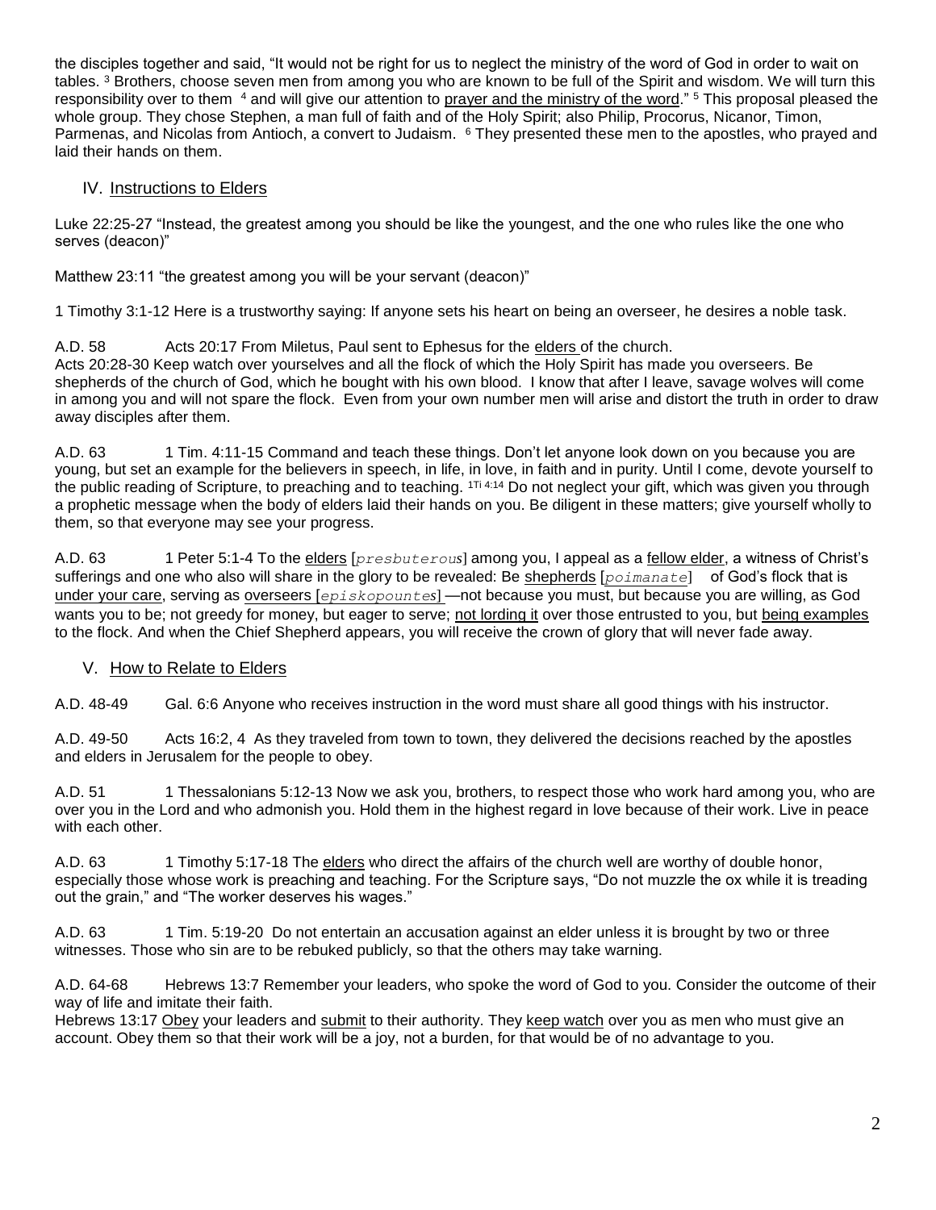the disciples together and said, "It would not be right for us to neglect the ministry of the word of God in order to wait on tables. [3] Brothers, choose seven men from among you who are known to be full of the Spirit and wisdom. We will turn this responsibility over to them [4] and will give our attention to <u>prayer and the ministry of the word</u>." [5] This proposal pleased the whole group. They chose Stephen, a man full of faith and of the Holy Spirit; also Philip, Procorus, Nicanor, Timon, Parmenas, and Nicolas from Antioch, a convert to Judaism. [6] They presented these men to the apostles, who prayed and laid their hands on them.

## IV. <u>Instructions to Elders</u>

Luke 22:25-27 "Instead, the greatest among you should be like the youngest, and the one who rules like the one who serves (deacon)"

Matthew 23:11 "the greatest among you will be your servant (deacon)"

1 Timothy 3:1-12 Here is a trustworthy saying: If anyone sets his heart on being an overseer, he desires a noble task.

A.D. 58 Acts 20:17 From Miletus, Paul sent to Ephesus for the <u>elders</u> of the church.
Acts 20:28-30 Keep watch over yourselves and all the flock of which the Holy Spirit has made you overseers. Be shepherds of the church of God, which he bought with his own blood. I know that after I leave, savage wolves will come in among you and will not spare the flock. Even from your own number men will arise and distort the truth in order to draw away disciples after them.

A.D. 63 1 Tim. 4:11-15 Command and teach these things. Don't let anyone look down on you because you are young, but set an example for the believers in speech, in life, in love, in faith and in purity. Until I come, devote yourself to the public reading of Scripture, to preaching and to teaching. [1Ti 4:14] Do not neglect your gift, which was given you through a prophetic message when the body of elders laid their hands on you. Be diligent in these matters; give yourself wholly to them, so that everyone may see your progress.

A.D. 63 1 Peter 5:1-4 To the <u>elders</u> [*presbuterous*] among you, I appeal as a <u>fellow elder</u>, a witness of Christ's sufferings and one who also will share in the glory to be revealed: Be <u>shepherds</u> [*poimanate*] of God's flock that is <u>under your care</u>, serving as <u>overseers</u> [*episkopountes*] —not because you must, but because you are willing, as God wants you to be; not greedy for money, but eager to serve; <u>not lording it</u> over those entrusted to you, but <u>being examples</u> to the flock. And when the Chief Shepherd appears, you will receive the crown of glory that will never fade away.

## V. <u>How to Relate to Elders</u>

A.D. 48-49 Gal. 6:6 Anyone who receives instruction in the word must share all good things with his instructor.

A.D. 49-50 Acts 16:2, 4 As they traveled from town to town, they delivered the decisions reached by the apostles and elders in Jerusalem for the people to obey.

A.D. 51 1 Thessalonians 5:12-13 Now we ask you, brothers, to respect those who work hard among you, who are over you in the Lord and who admonish you. Hold them in the highest regard in love because of their work. Live in peace with each other.

A.D. 63 1 Timothy 5:17-18 The <u>elders</u> who direct the affairs of the church well are worthy of double honor, especially those whose work is preaching and teaching. For the Scripture says, "Do not muzzle the ox while it is treading out the grain," and "The worker deserves his wages."

A.D. 63 1 Tim. 5:19-20 Do not entertain an accusation against an elder unless it is brought by two or three witnesses. Those who sin are to be rebuked publicly, so that the others may take warning.

A.D. 64-68 Hebrews 13:7 Remember your leaders, who spoke the word of God to you. Consider the outcome of their way of life and imitate their faith.
Hebrews 13:17 <u>Obey</u> your leaders and <u>submit</u> to their authority. They <u>keep watch</u> over you as men who must give an account. Obey them so that their work will be a joy, not a burden, for that would be of no advantage to you.